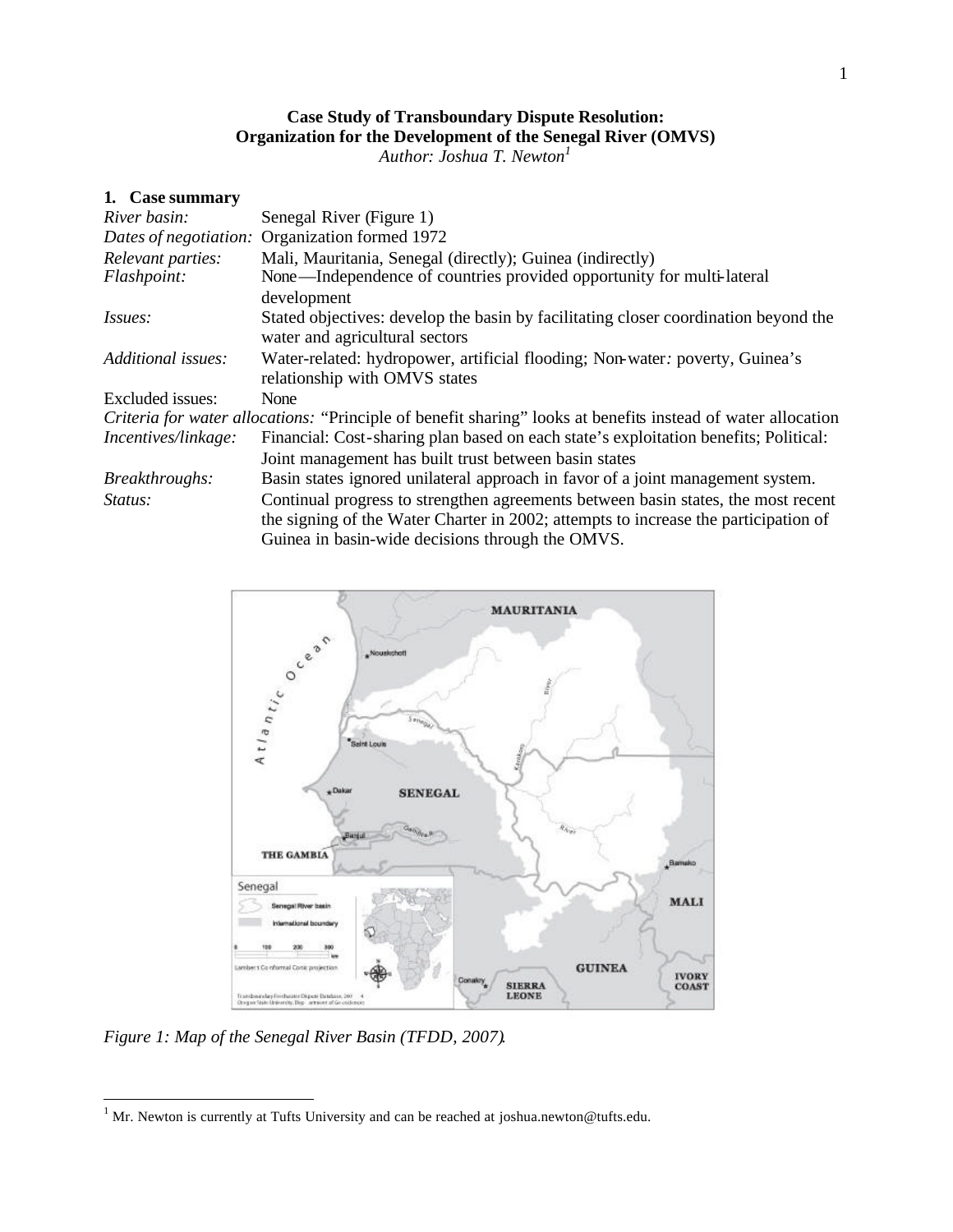**Case Study of Transboundary Dispute Resolution:**
**Organization for the Development of the Senegal River (OMVS)**
*Author: Joshua T. Newton*[1]

## 1. Case summary

| | |
|---|---|
| *River basin:* | Senegal River (Figure 1) |
| *Dates of negotiation:* | Organization formed 1972 |
| *Relevant parties:* | Mali, Mauritania, Senegal (directly); Guinea (indirectly) |
| *Flashpoint:* | None—Independence of countries provided opportunity for multi-lateral development |
| *Issues:* | Stated objectives: develop the basin by facilitating closer coordination beyond the water and agricultural sectors |
| *Additional issues:* | Water-related: hydropower, artificial flooding; Non-water*:* poverty, Guinea's relationship with OMVS states |
| Excluded issues: | None |
| *Criteria for water allocations:* | "Principle of benefit sharing" looks at benefits instead of water allocation |
| *Incentives/linkage:* | Financial: Cost-sharing plan based on each state's exploitation benefits; Political: Joint management has built trust between basin states |
| *Breakthroughs:* | Basin states ignored unilateral approach in favor of a joint management system. |
| *Status:* | Continual progress to strengthen agreements between basin states, the most recent the signing of the Water Charter in 2002; attempts to increase the participation of Guinea in basin-wide decisions through the OMVS. |

*Figure 1: Map of the Senegal River Basin (TFDD, 2007).*

[1] Mr. Newton is currently at Tufts University and can be reached at joshua.newton@tufts.edu.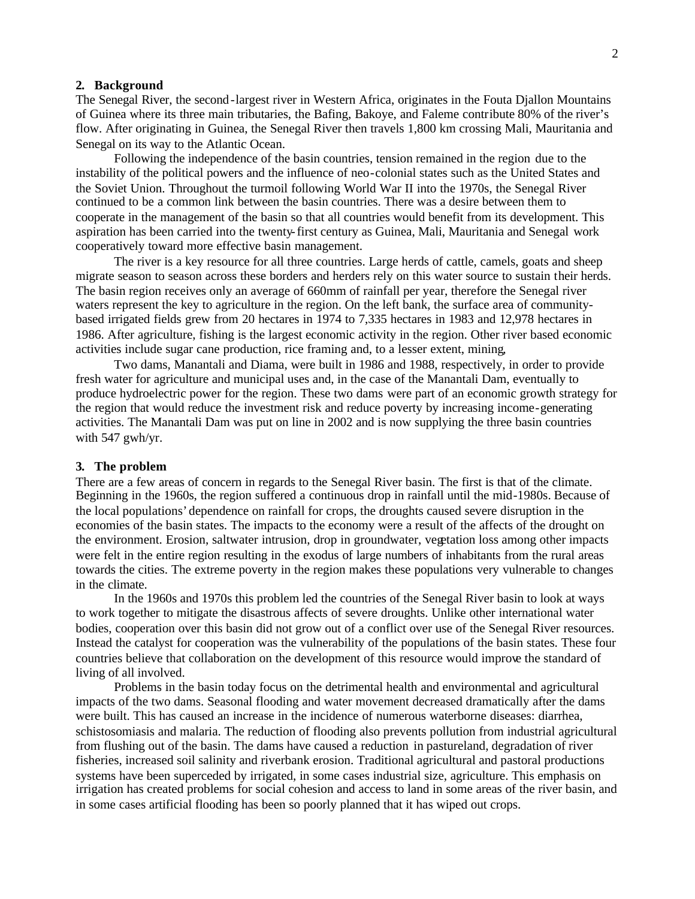## 2. Background

The Senegal River, the second-largest river in Western Africa, originates in the Fouta Djallon Mountains of Guinea where its three main tributaries, the Bafing, Bakoye, and Faleme contribute 80% of the river's flow. After originating in Guinea, the Senegal River then travels 1,800 km crossing Mali, Mauritania and Senegal on its way to the Atlantic Ocean.

Following the independence of the basin countries, tension remained in the region due to the instability of the political powers and the influence of neo-colonial states such as the United States and the Soviet Union. Throughout the turmoil following World War II into the 1970s, the Senegal River continued to be a common link between the basin countries. There was a desire between them to cooperate in the management of the basin so that all countries would benefit from its development. This aspiration has been carried into the twenty-first century as Guinea, Mali, Mauritania and Senegal work cooperatively toward more effective basin management.

The river is a key resource for all three countries. Large herds of cattle, camels, goats and sheep migrate season to season across these borders and herders rely on this water source to sustain their herds. The basin region receives only an average of 660mm of rainfall per year, therefore the Senegal river waters represent the key to agriculture in the region. On the left bank, the surface area of community-based irrigated fields grew from 20 hectares in 1974 to 7,335 hectares in 1983 and 12,978 hectares in 1986. After agriculture, fishing is the largest economic activity in the region. Other river based economic activities include sugar cane production, rice framing and, to a lesser extent, mining,

Two dams, Manantali and Diama, were built in 1986 and 1988, respectively, in order to provide fresh water for agriculture and municipal uses and, in the case of the Manantali Dam, eventually to produce hydroelectric power for the region. These two dams were part of an economic growth strategy for the region that would reduce the investment risk and reduce poverty by increasing income-generating activities. The Manantali Dam was put on line in 2002 and is now supplying the three basin countries with 547 gwh/yr.

## 3. The problem

There are a few areas of concern in regards to the Senegal River basin. The first is that of the climate. Beginning in the 1960s, the region suffered a continuous drop in rainfall until the mid-1980s. Because of the local populations' dependence on rainfall for crops, the droughts caused severe disruption in the economies of the basin states. The impacts to the economy were a result of the affects of the drought on the environment. Erosion, saltwater intrusion, drop in groundwater, vegetation loss among other impacts were felt in the entire region resulting in the exodus of large numbers of inhabitants from the rural areas towards the cities. The extreme poverty in the region makes these populations very vulnerable to changes in the climate.

In the 1960s and 1970s this problem led the countries of the Senegal River basin to look at ways to work together to mitigate the disastrous affects of severe droughts. Unlike other international water bodies, cooperation over this basin did not grow out of a conflict over use of the Senegal River resources. Instead the catalyst for cooperation was the vulnerability of the populations of the basin states. These four countries believe that collaboration on the development of this resource would improve the standard of living of all involved.

Problems in the basin today focus on the detrimental health and environmental and agricultural impacts of the two dams. Seasonal flooding and water movement decreased dramatically after the dams were built. This has caused an increase in the incidence of numerous waterborne diseases: diarrhea, schistosomiasis and malaria. The reduction of flooding also prevents pollution from industrial agricultural from flushing out of the basin. The dams have caused a reduction in pastureland, degradation of river fisheries, increased soil salinity and riverbank erosion. Traditional agricultural and pastoral productions systems have been superceded by irrigated, in some cases industrial size, agriculture. This emphasis on irrigation has created problems for social cohesion and access to land in some areas of the river basin, and in some cases artificial flooding has been so poorly planned that it has wiped out crops.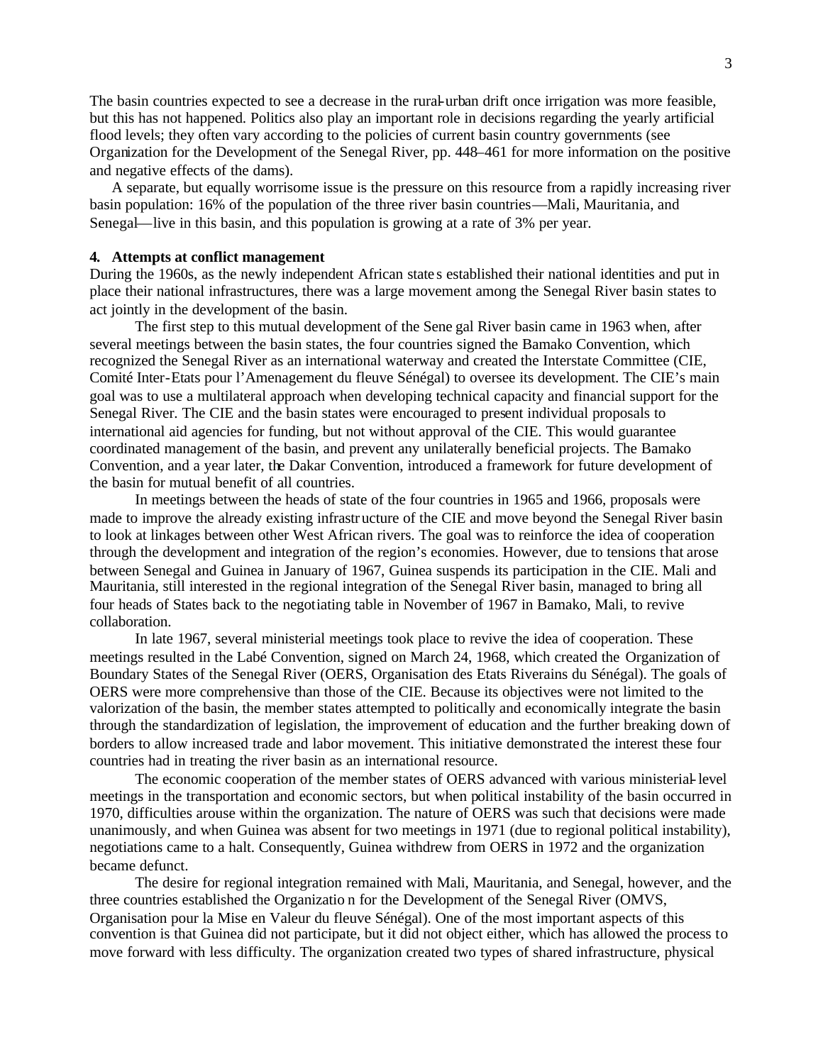The basin countries expected to see a decrease in the rural-urban drift once irrigation was more feasible, but this has not happened. Politics also play an important role in decisions regarding the yearly artificial flood levels; they often vary according to the policies of current basin country governments (see Organization for the Development of the Senegal River, pp. 448–461 for more information on the positive and negative effects of the dams).

A separate, but equally worrisome issue is the pressure on this resource from a rapidly increasing river basin population: 16% of the population of the three river basin countries—Mali, Mauritania, and Senegal—live in this basin, and this population is growing at a rate of 3% per year.

## 4. Attempts at conflict management

During the 1960s, as the newly independent African states established their national identities and put in place their national infrastructures, there was a large movement among the Senegal River basin states to act jointly in the development of the basin.

The first step to this mutual development of the Senegal River basin came in 1963 when, after several meetings between the basin states, the four countries signed the Bamako Convention, which recognized the Senegal River as an international waterway and created the Interstate Committee (CIE, Comité Inter-Etats pour l'Amenagement du fleuve Sénégal) to oversee its development. The CIE's main goal was to use a multilateral approach when developing technical capacity and financial support for the Senegal River. The CIE and the basin states were encouraged to present individual proposals to international aid agencies for funding, but not without approval of the CIE. This would guarantee coordinated management of the basin, and prevent any unilaterally beneficial projects. The Bamako Convention, and a year later, the Dakar Convention, introduced a framework for future development of the basin for mutual benefit of all countries.

In meetings between the heads of state of the four countries in 1965 and 1966, proposals were made to improve the already existing infrastructure of the CIE and move beyond the Senegal River basin to look at linkages between other West African rivers. The goal was to reinforce the idea of cooperation through the development and integration of the region's economies. However, due to tensions that arose between Senegal and Guinea in January of 1967, Guinea suspends its participation in the CIE. Mali and Mauritania, still interested in the regional integration of the Senegal River basin, managed to bring all four heads of States back to the negotiating table in November of 1967 in Bamako, Mali, to revive collaboration.

In late 1967, several ministerial meetings took place to revive the idea of cooperation. These meetings resulted in the Labé Convention, signed on March 24, 1968, which created the Organization of Boundary States of the Senegal River (OERS, Organisation des Etats Riverains du Sénégal). The goals of OERS were more comprehensive than those of the CIE. Because its objectives were not limited to the valorization of the basin, the member states attempted to politically and economically integrate the basin through the standardization of legislation, the improvement of education and the further breaking down of borders to allow increased trade and labor movement. This initiative demonstrated the interest these four countries had in treating the river basin as an international resource.

The economic cooperation of the member states of OERS advanced with various ministerial-level meetings in the transportation and economic sectors, but when political instability of the basin occurred in 1970, difficulties arouse within the organization. The nature of OERS was such that decisions were made unanimously, and when Guinea was absent for two meetings in 1971 (due to regional political instability), negotiations came to a halt. Consequently, Guinea withdrew from OERS in 1972 and the organization became defunct.

The desire for regional integration remained with Mali, Mauritania, and Senegal, however, and the three countries established the Organization for the Development of the Senegal River (OMVS, Organisation pour la Mise en Valeur du fleuve Sénégal). One of the most important aspects of this convention is that Guinea did not participate, but it did not object either, which has allowed the process to move forward with less difficulty. The organization created two types of shared infrastructure, physical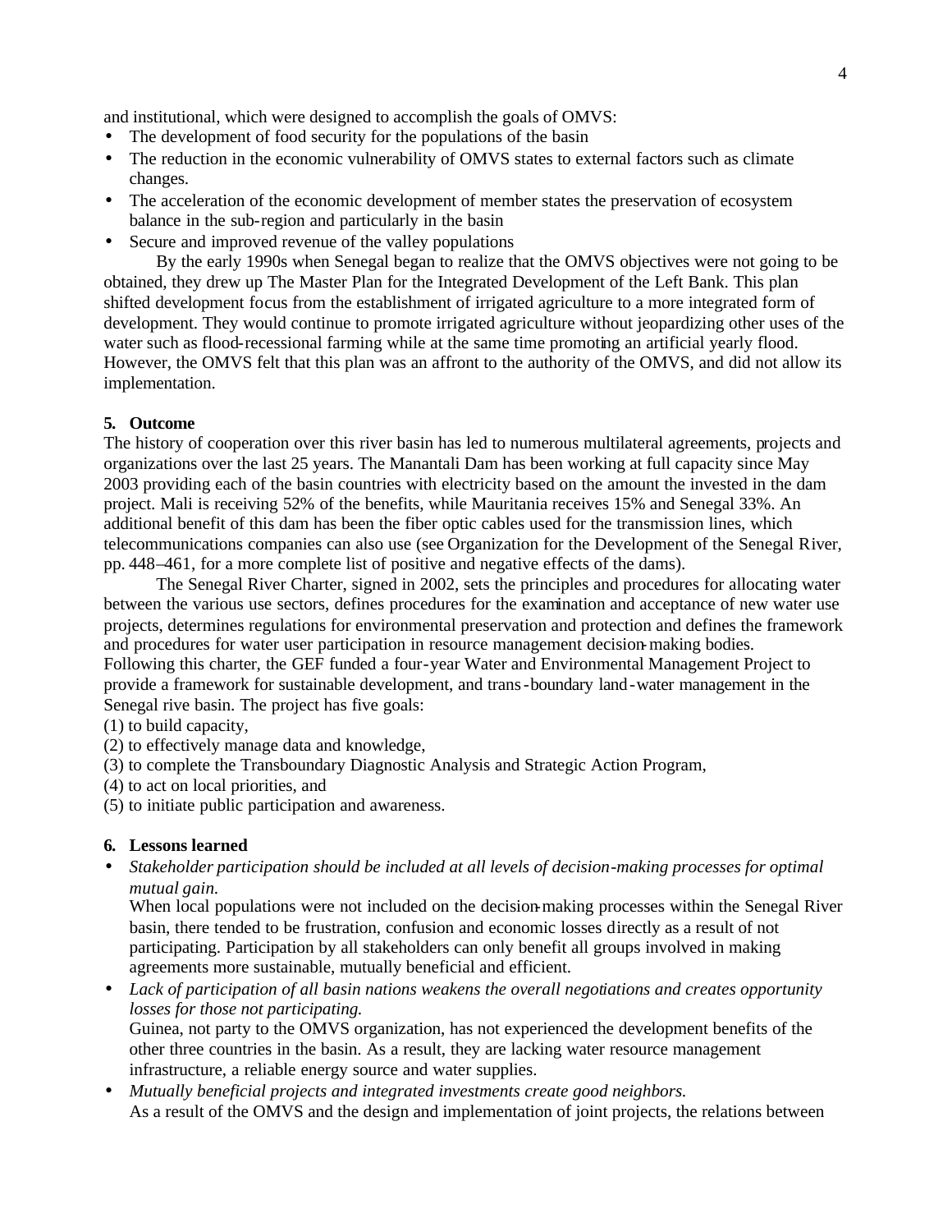and institutional, which were designed to accomplish the goals of OMVS:

- The development of food security for the populations of the basin
- The reduction in the economic vulnerability of OMVS states to external factors such as climate changes.
- The acceleration of the economic development of member states the preservation of ecosystem balance in the sub-region and particularly in the basin
- Secure and improved revenue of the valley populations

By the early 1990s when Senegal began to realize that the OMVS objectives were not going to be obtained, they drew up The Master Plan for the Integrated Development of the Left Bank. This plan shifted development focus from the establishment of irrigated agriculture to a more integrated form of development. They would continue to promote irrigated agriculture without jeopardizing other uses of the water such as flood-recessional farming while at the same time promoting an artificial yearly flood. However, the OMVS felt that this plan was an affront to the authority of the OMVS, and did not allow its implementation.

### 5. Outcome

The history of cooperation over this river basin has led to numerous multilateral agreements, projects and organizations over the last 25 years. The Manantali Dam has been working at full capacity since May 2003 providing each of the basin countries with electricity based on the amount the invested in the dam project. Mali is receiving 52% of the benefits, while Mauritania receives 15% and Senegal 33%. An additional benefit of this dam has been the fiber optic cables used for the transmission lines, which telecommunications companies can also use (see Organization for the Development of the Senegal River, pp. 448–461, for a more complete list of positive and negative effects of the dams).

The Senegal River Charter, signed in 2002, sets the principles and procedures for allocating water between the various use sectors, defines procedures for the examination and acceptance of new water use projects, determines regulations for environmental preservation and protection and defines the framework and procedures for water user participation in resource management decision-making bodies. Following this charter, the GEF funded a four-year Water and Environmental Management Project to provide a framework for sustainable development, and trans-boundary land-water management in the Senegal rive basin. The project has five goals:

(1) to build capacity,
(2) to effectively manage data and knowledge,
(3) to complete the Transboundary Diagnostic Analysis and Strategic Action Program,
(4) to act on local priorities, and
(5) to initiate public participation and awareness.

### 6. Lessons learned

- *Stakeholder participation should be included at all levels of decision-making processes for optimal mutual gain.*
  When local populations were not included on the decision-making processes within the Senegal River basin, there tended to be frustration, confusion and economic losses directly as a result of not participating. Participation by all stakeholders can only benefit all groups involved in making agreements more sustainable, mutually beneficial and efficient.
- *Lack of participation of all basin nations weakens the overall negotiations and creates opportunity losses for those not participating.*
  Guinea, not party to the OMVS organization, has not experienced the development benefits of the other three countries in the basin. As a result, they are lacking water resource management infrastructure, a reliable energy source and water supplies.
- *Mutually beneficial projects and integrated investments create good neighbors.*
  As a result of the OMVS and the design and implementation of joint projects, the relations between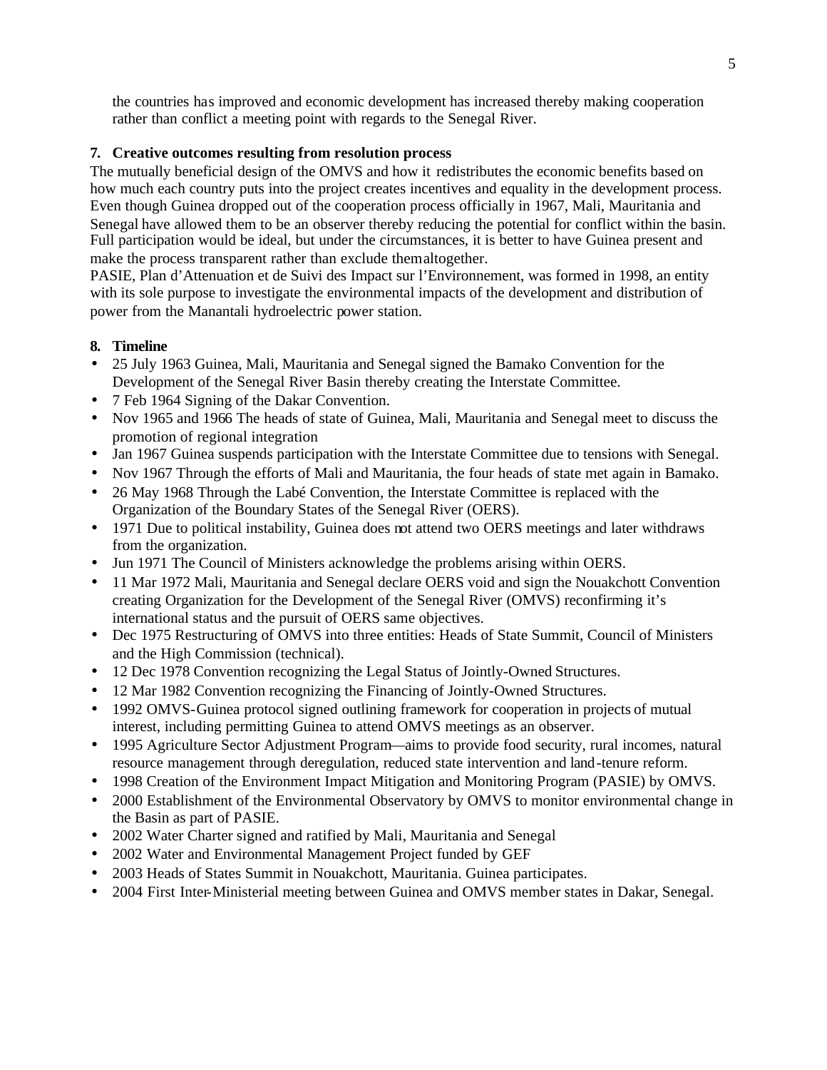the countries has improved and economic development has increased thereby making cooperation rather than conflict a meeting point with regards to the Senegal River.

## 7. Creative outcomes resulting from resolution process

The mutually beneficial design of the OMVS and how it redistributes the economic benefits based on how much each country puts into the project creates incentives and equality in the development process. Even though Guinea dropped out of the cooperation process officially in 1967, Mali, Mauritania and Senegal have allowed them to be an observer thereby reducing the potential for conflict within the basin. Full participation would be ideal, but under the circumstances, it is better to have Guinea present and make the process transparent rather than exclude them altogether.

PASIE, Plan d'Attenuation et de Suivi des Impact sur l'Environnement, was formed in 1998, an entity with its sole purpose to investigate the environmental impacts of the development and distribution of power from the Manantali hydroelectric power station.

## 8. Timeline

- 25 July 1963 Guinea, Mali, Mauritania and Senegal signed the Bamako Convention for the Development of the Senegal River Basin thereby creating the Interstate Committee.
- 7 Feb 1964 Signing of the Dakar Convention.
- Nov 1965 and 1966 The heads of state of Guinea, Mali, Mauritania and Senegal meet to discuss the promotion of regional integration
- Jan 1967 Guinea suspends participation with the Interstate Committee due to tensions with Senegal.
- Nov 1967 Through the efforts of Mali and Mauritania, the four heads of state met again in Bamako.
- 26 May 1968 Through the Labé Convention, the Interstate Committee is replaced with the Organization of the Boundary States of the Senegal River (OERS).
- 1971 Due to political instability, Guinea does not attend two OERS meetings and later withdraws from the organization.
- Jun 1971 The Council of Ministers acknowledge the problems arising within OERS.
- 11 Mar 1972 Mali, Mauritania and Senegal declare OERS void and sign the Nouakchott Convention creating Organization for the Development of the Senegal River (OMVS) reconfirming it's international status and the pursuit of OERS same objectives.
- Dec 1975 Restructuring of OMVS into three entities: Heads of State Summit, Council of Ministers and the High Commission (technical).
- 12 Dec 1978 Convention recognizing the Legal Status of Jointly-Owned Structures.
- 12 Mar 1982 Convention recognizing the Financing of Jointly-Owned Structures.
- 1992 OMVS-Guinea protocol signed outlining framework for cooperation in projects of mutual interest, including permitting Guinea to attend OMVS meetings as an observer.
- 1995 Agriculture Sector Adjustment Program—aims to provide food security, rural incomes, natural resource management through deregulation, reduced state intervention and land-tenure reform.
- 1998 Creation of the Environment Impact Mitigation and Monitoring Program (PASIE) by OMVS.
- 2000 Establishment of the Environmental Observatory by OMVS to monitor environmental change in the Basin as part of PASIE.
- 2002 Water Charter signed and ratified by Mali, Mauritania and Senegal
- 2002 Water and Environmental Management Project funded by GEF
- 2003 Heads of States Summit in Nouakchott, Mauritania. Guinea participates.
- 2004 First Inter-Ministerial meeting between Guinea and OMVS member states in Dakar, Senegal.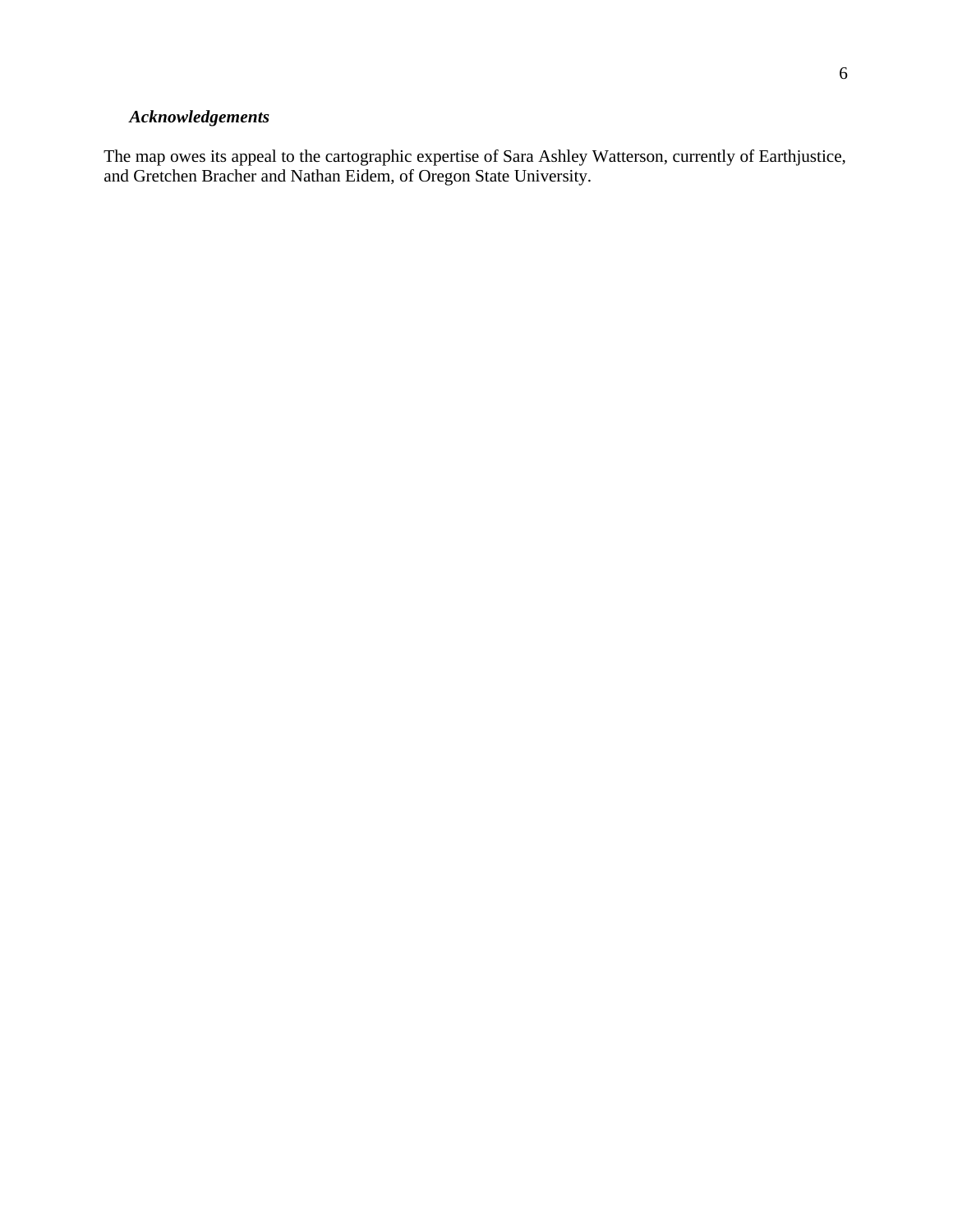### *Acknowledgements*

The map owes its appeal to the cartographic expertise of Sara Ashley Watterson, currently of Earthjustice, and Gretchen Bracher and Nathan Eidem, of Oregon State University.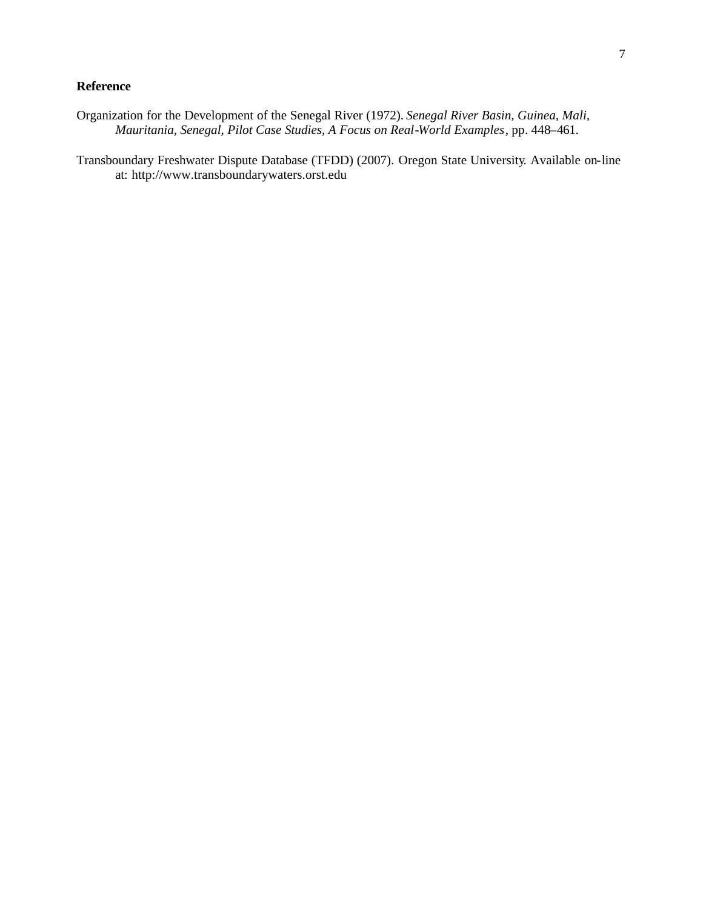**Reference**

Organization for the Development of the Senegal River (1972). *Senegal River Basin, Guinea, Mali, Mauritania, Senegal, Pilot Case Studies, A Focus on Real-World Examples*, pp. 448–461.

Transboundary Freshwater Dispute Database (TFDD) (2007). Oregon State University. Available on-line at: http://www.transboundarywaters.orst.edu